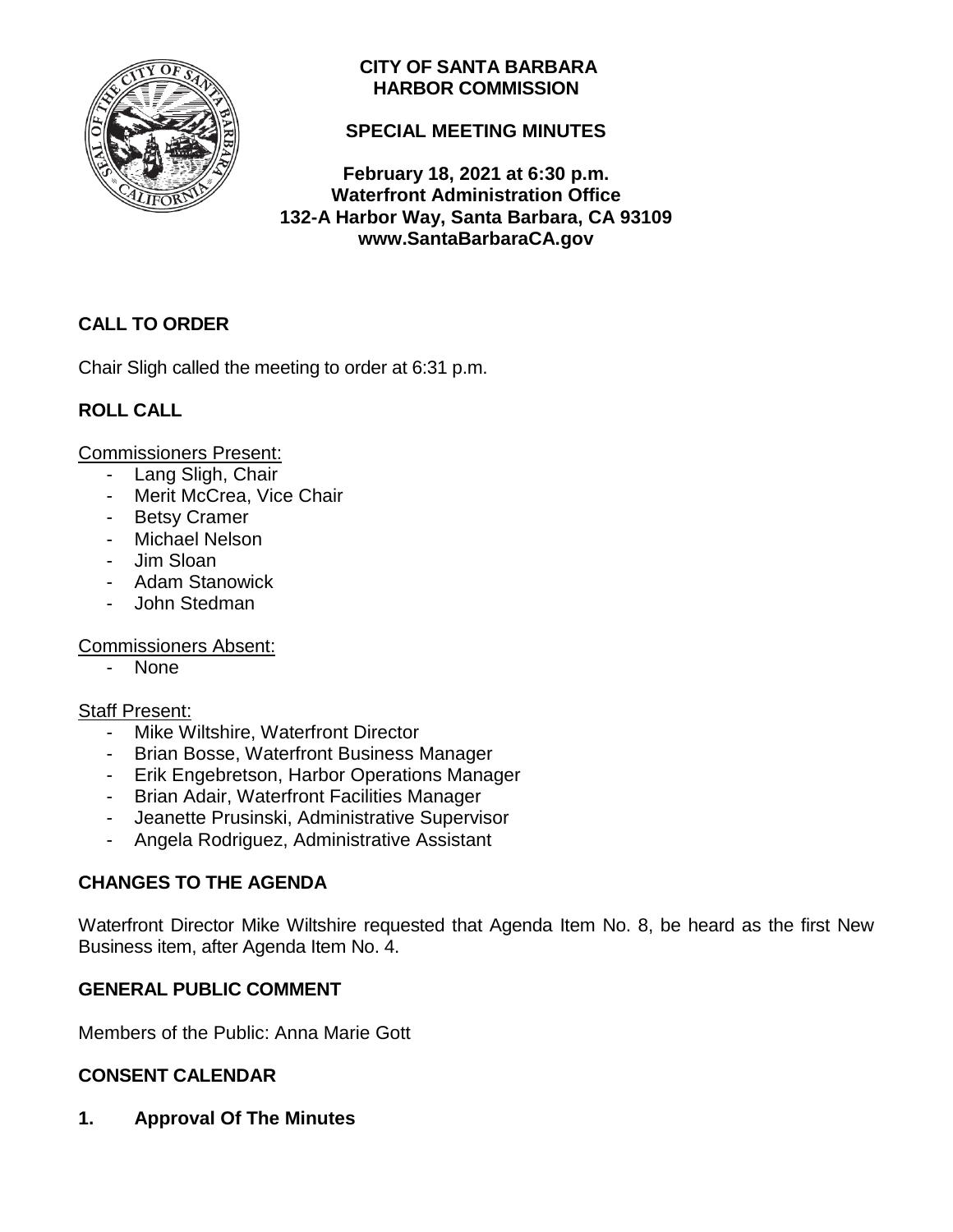**CITY OF SANTA BARBARA**
**HARBOR COMMISSION**

**SPECIAL MEETING MINUTES**

**February 18, 2021 at 6:30 p.m.**
**Waterfront Administration Office**
**132-A Harbor Way, Santa Barbara, CA 93109**
**www.SantaBarbaraCA.gov**

## CALL TO ORDER

Chair Sligh called the meeting to order at 6:31 p.m.

## ROLL CALL

Commissioners Present:

- Lang Sligh, Chair
- Merit McCrea, Vice Chair
- Betsy Cramer
- Michael Nelson
- Jim Sloan
- Adam Stanowick
- John Stedman

Commissioners Absent:

- None

Staff Present:

- Mike Wiltshire, Waterfront Director
- Brian Bosse, Waterfront Business Manager
- Erik Engebretson, Harbor Operations Manager
- Brian Adair, Waterfront Facilities Manager
- Jeanette Prusinski, Administrative Supervisor
- Angela Rodriguez, Administrative Assistant

## CHANGES TO THE AGENDA

Waterfront Director Mike Wiltshire requested that Agenda Item No. 8, be heard as the first New Business item, after Agenda Item No. 4.

## GENERAL PUBLIC COMMENT

Members of the Public: Anna Marie Gott

## CONSENT CALENDAR

### 1. Approval Of The Minutes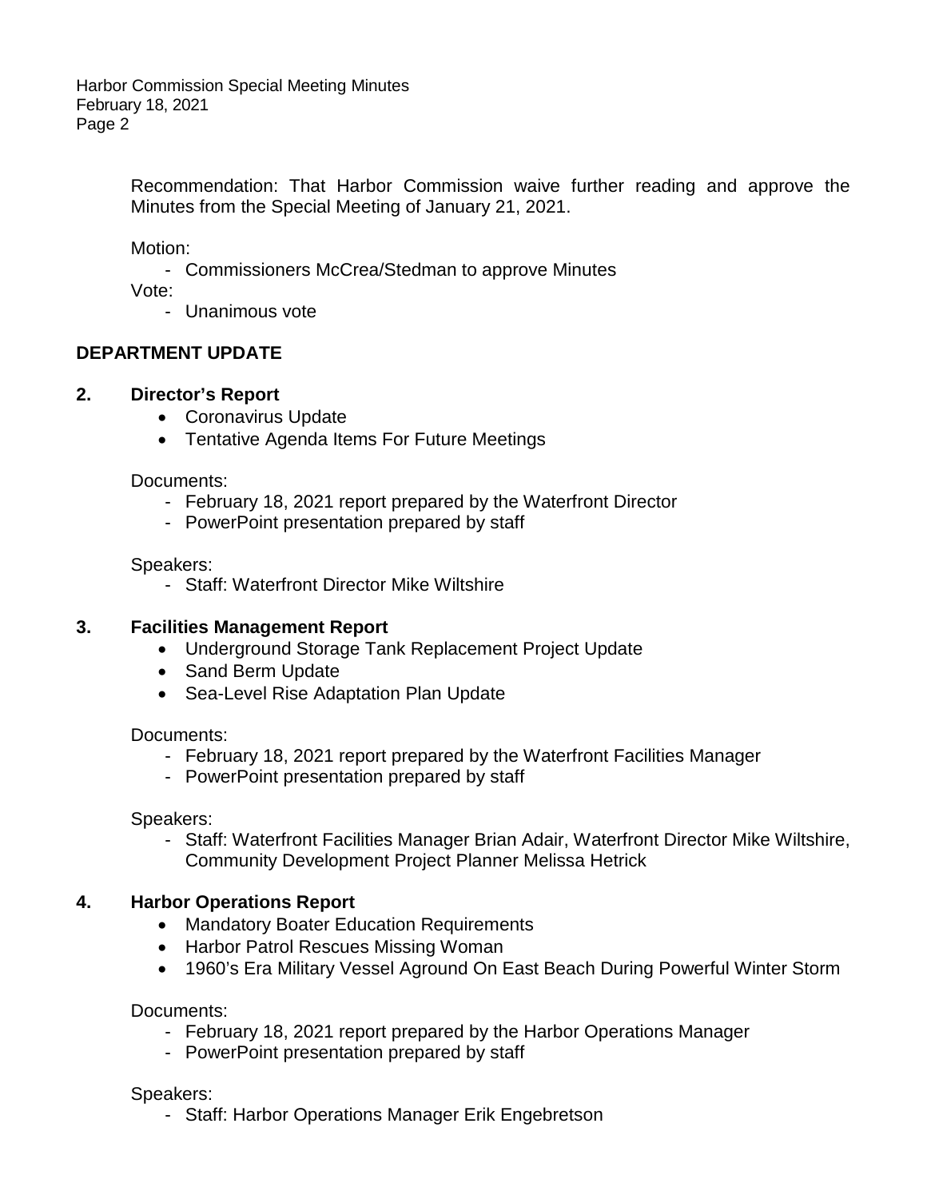Recommendation: That Harbor Commission waive further reading and approve the Minutes from the Special Meeting of January 21, 2021.

Motion:

- Commissioners McCrea/Stedman to approve Minutes

Vote:

- Unanimous vote

## DEPARTMENT UPDATE

### 2. Director's Report

- Coronavirus Update
- Tentative Agenda Items For Future Meetings

Documents:

- February 18, 2021 report prepared by the Waterfront Director
- PowerPoint presentation prepared by staff

Speakers:

- Staff: Waterfront Director Mike Wiltshire

### 3. Facilities Management Report

- Underground Storage Tank Replacement Project Update
- Sand Berm Update
- Sea-Level Rise Adaptation Plan Update

Documents:

- February 18, 2021 report prepared by the Waterfront Facilities Manager
- PowerPoint presentation prepared by staff

Speakers:

- Staff: Waterfront Facilities Manager Brian Adair, Waterfront Director Mike Wiltshire, Community Development Project Planner Melissa Hetrick

### 4. Harbor Operations Report

- Mandatory Boater Education Requirements
- Harbor Patrol Rescues Missing Woman
- 1960's Era Military Vessel Aground On East Beach During Powerful Winter Storm

Documents:

- February 18, 2021 report prepared by the Harbor Operations Manager
- PowerPoint presentation prepared by staff

Speakers:

- Staff: Harbor Operations Manager Erik Engebretson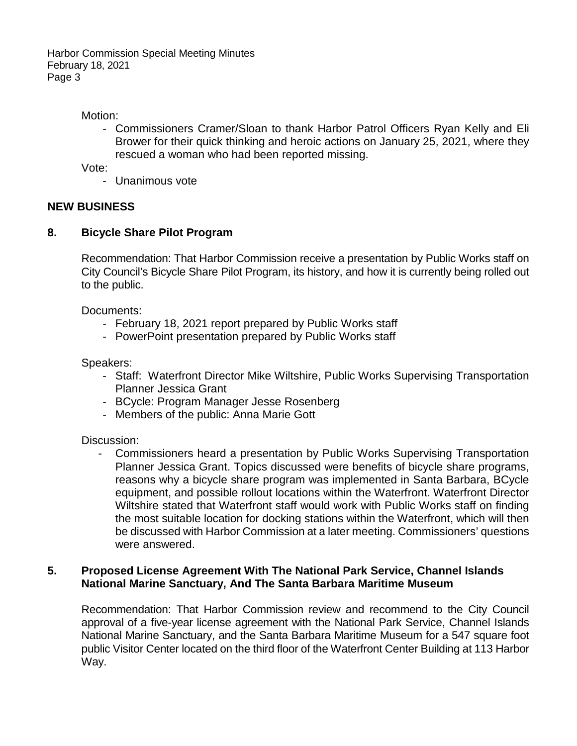Motion:

- Commissioners Cramer/Sloan to thank Harbor Patrol Officers Ryan Kelly and Eli Brower for their quick thinking and heroic actions on January 25, 2021, where they rescued a woman who had been reported missing.

Vote:

- Unanimous vote

## NEW BUSINESS

### 8. Bicycle Share Pilot Program

Recommendation: That Harbor Commission receive a presentation by Public Works staff on City Council's Bicycle Share Pilot Program, its history, and how it is currently being rolled out to the public.

Documents:

- February 18, 2021 report prepared by Public Works staff
- PowerPoint presentation prepared by Public Works staff

Speakers:

- Staff: Waterfront Director Mike Wiltshire, Public Works Supervising Transportation Planner Jessica Grant
- BCycle: Program Manager Jesse Rosenberg
- Members of the public: Anna Marie Gott

Discussion:

- Commissioners heard a presentation by Public Works Supervising Transportation Planner Jessica Grant. Topics discussed were benefits of bicycle share programs, reasons why a bicycle share program was implemented in Santa Barbara, BCycle equipment, and possible rollout locations within the Waterfront. Waterfront Director Wiltshire stated that Waterfront staff would work with Public Works staff on finding the most suitable location for docking stations within the Waterfront, which will then be discussed with Harbor Commission at a later meeting. Commissioners' questions were answered.

### 5. Proposed License Agreement With The National Park Service, Channel Islands National Marine Sanctuary, And The Santa Barbara Maritime Museum

Recommendation: That Harbor Commission review and recommend to the City Council approval of a five-year license agreement with the National Park Service, Channel Islands National Marine Sanctuary, and the Santa Barbara Maritime Museum for a 547 square foot public Visitor Center located on the third floor of the Waterfront Center Building at 113 Harbor Way.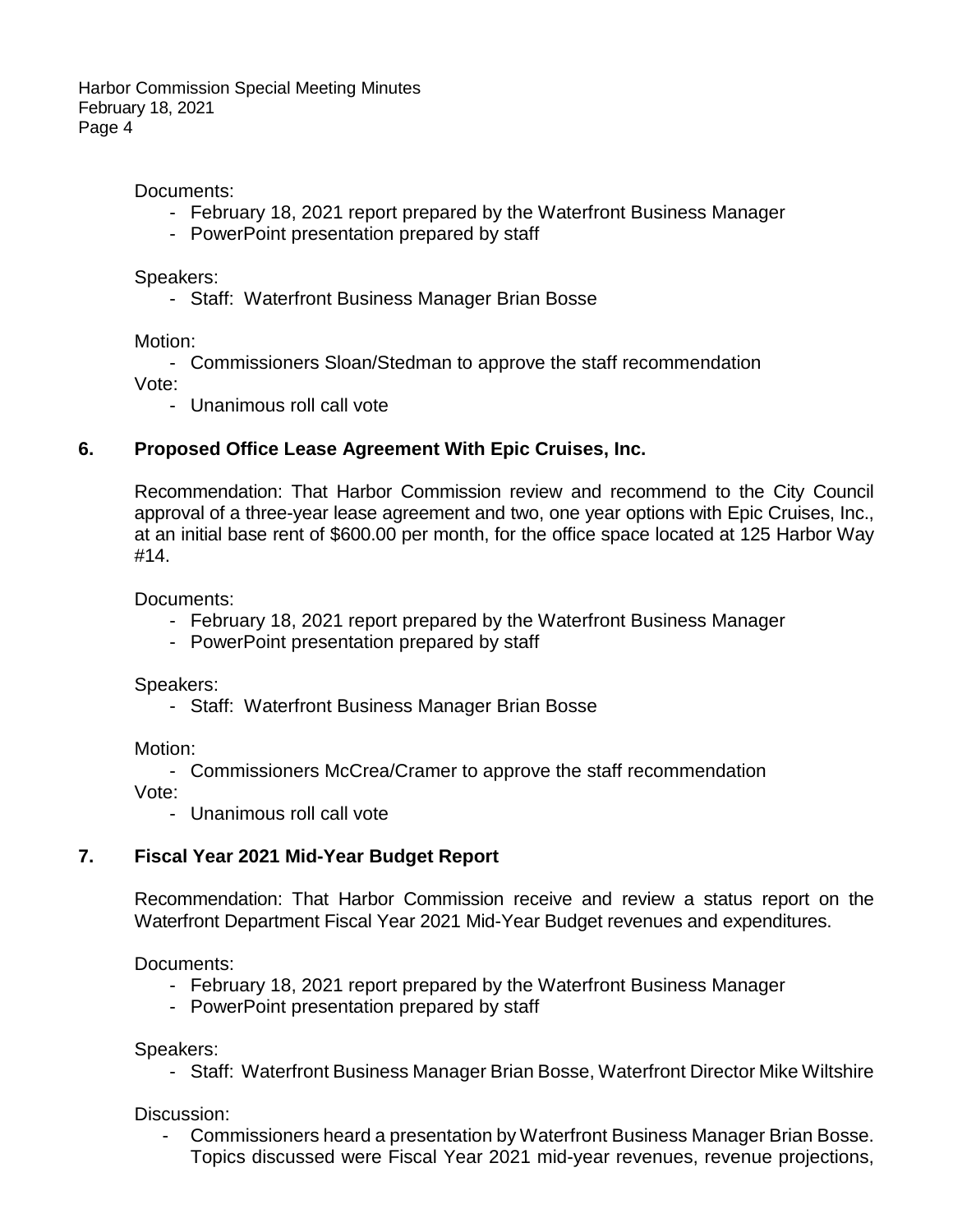Documents:

- February 18, 2021 report prepared by the Waterfront Business Manager
- PowerPoint presentation prepared by staff

Speakers:

- Staff: Waterfront Business Manager Brian Bosse

Motion:

- Commissioners Sloan/Stedman to approve the staff recommendation

Vote:

- Unanimous roll call vote

## 6. Proposed Office Lease Agreement With Epic Cruises, Inc.

Recommendation: That Harbor Commission review and recommend to the City Council approval of a three-year lease agreement and two, one year options with Epic Cruises, Inc., at an initial base rent of $600.00 per month, for the office space located at 125 Harbor Way #14.

Documents:

- February 18, 2021 report prepared by the Waterfront Business Manager
- PowerPoint presentation prepared by staff

Speakers:

- Staff: Waterfront Business Manager Brian Bosse

Motion:

- Commissioners McCrea/Cramer to approve the staff recommendation

Vote:

- Unanimous roll call vote

## 7. Fiscal Year 2021 Mid-Year Budget Report

Recommendation: That Harbor Commission receive and review a status report on the Waterfront Department Fiscal Year 2021 Mid-Year Budget revenues and expenditures.

Documents:

- February 18, 2021 report prepared by the Waterfront Business Manager
- PowerPoint presentation prepared by staff

Speakers:

- Staff: Waterfront Business Manager Brian Bosse, Waterfront Director Mike Wiltshire

Discussion:

- Commissioners heard a presentation by Waterfront Business Manager Brian Bosse. Topics discussed were Fiscal Year 2021 mid-year revenues, revenue projections,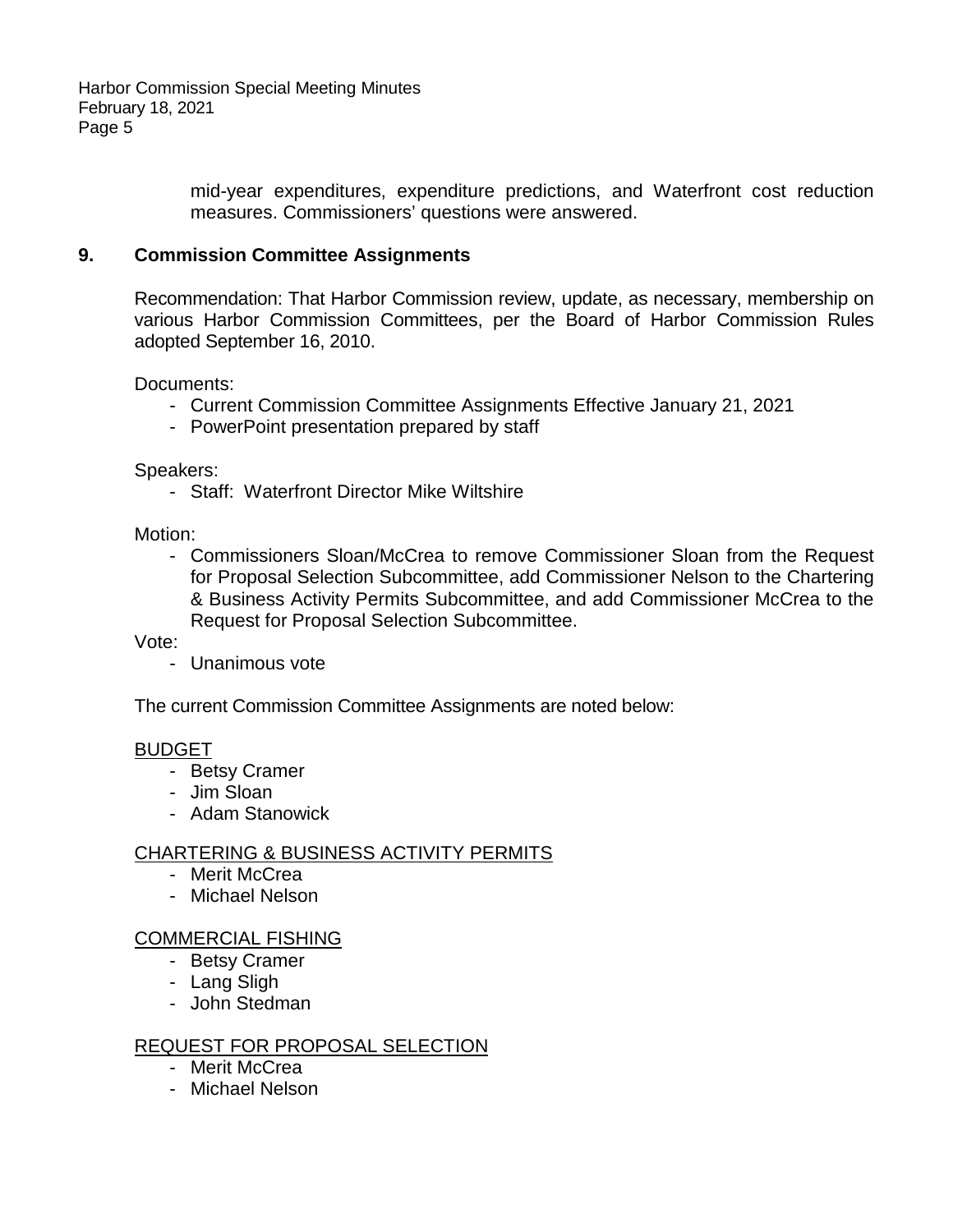mid-year expenditures, expenditure predictions, and Waterfront cost reduction measures. Commissioners' questions were answered.

## 9. Commission Committee Assignments

Recommendation: That Harbor Commission review, update, as necessary, membership on various Harbor Commission Committees, per the Board of Harbor Commission Rules adopted September 16, 2010.

Documents:

- Current Commission Committee Assignments Effective January 21, 2021
- PowerPoint presentation prepared by staff

Speakers:

- Staff: Waterfront Director Mike Wiltshire

Motion:

- Commissioners Sloan/McCrea to remove Commissioner Sloan from the Request for Proposal Selection Subcommittee, add Commissioner Nelson to the Chartering & Business Activity Permits Subcommittee, and add Commissioner McCrea to the Request for Proposal Selection Subcommittee.

Vote:

- Unanimous vote

The current Commission Committee Assignments are noted below:

BUDGET

- Betsy Cramer
- Jim Sloan
- Adam Stanowick

CHARTERING & BUSINESS ACTIVITY PERMITS

- Merit McCrea
- Michael Nelson

COMMERCIAL FISHING

- Betsy Cramer
- Lang Sligh
- John Stedman

REQUEST FOR PROPOSAL SELECTION

- Merit McCrea
- Michael Nelson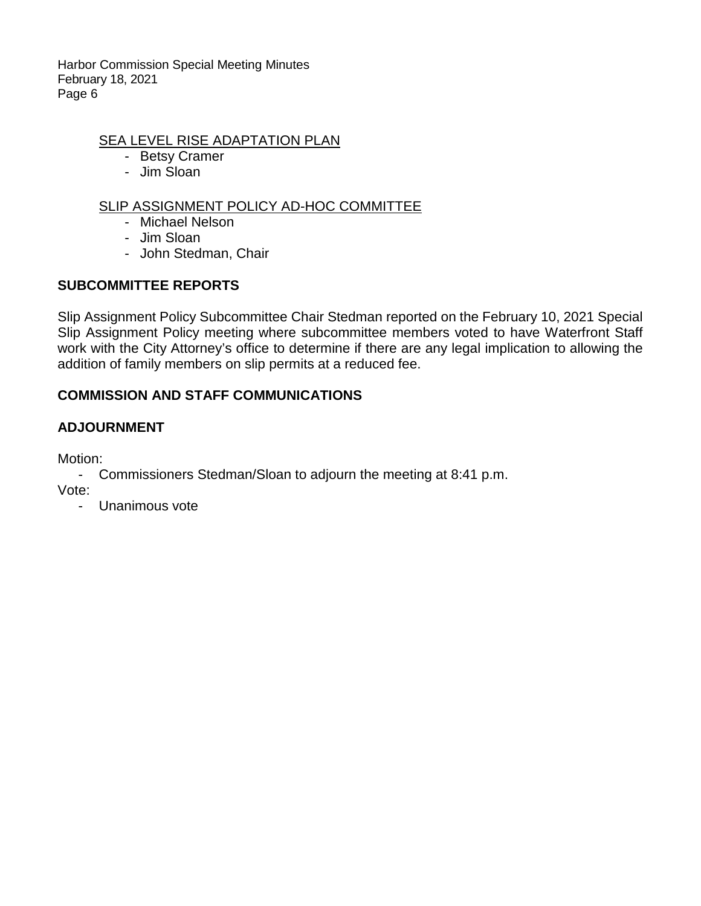SEA LEVEL RISE ADAPTATION PLAN

- Betsy Cramer
- Jim Sloan

SLIP ASSIGNMENT POLICY AD-HOC COMMITTEE

- Michael Nelson
- Jim Sloan
- John Stedman, Chair

## SUBCOMMITTEE REPORTS

Slip Assignment Policy Subcommittee Chair Stedman reported on the February 10, 2021 Special Slip Assignment Policy meeting where subcommittee members voted to have Waterfront Staff work with the City Attorney's office to determine if there are any legal implication to allowing the addition of family members on slip permits at a reduced fee.

## COMMISSION AND STAFF COMMUNICATIONS

## ADJOURNMENT

Motion:

- Commissioners Stedman/Sloan to adjourn the meeting at 8:41 p.m.

Vote:

- Unanimous vote